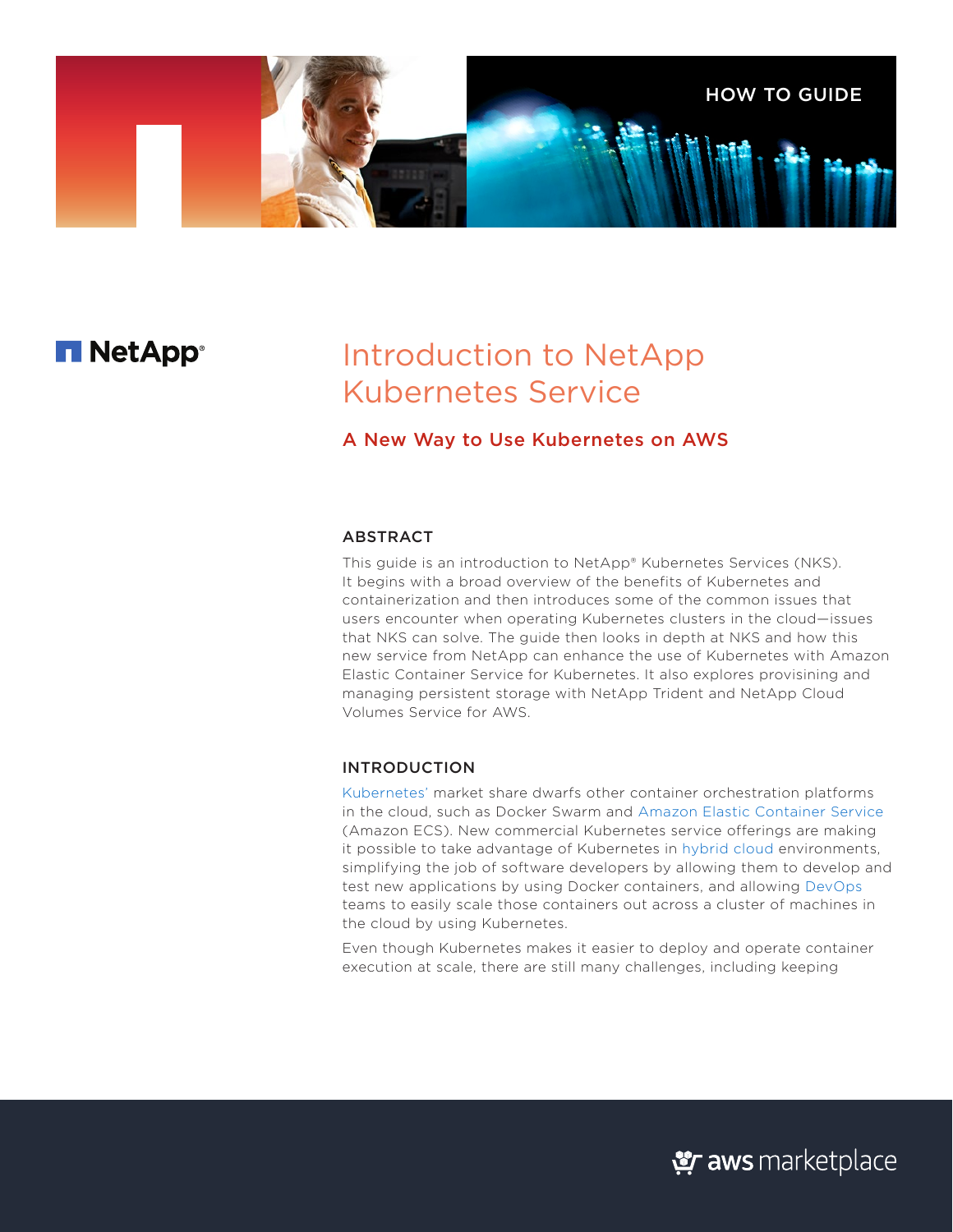HOW TO GUIDE

NetApp

# Introduction to NetApp Kubernetes Service

## A New Way to Use Kubernetes on AWS

### ABSTRACT

This guide is an introduction to NetApp® Kubernetes Services (NKS). It begins with a broad overview of the benefits of Kubernetes and containerization and then introduces some of the common issues that users encounter when operating Kubernetes clusters in the cloud—issues that NKS can solve. The guide then looks in depth at NKS and how this new service from NetApp can enhance the use of Kubernetes with Amazon Elastic Container Service for Kubernetes. It also explores provisioning and managing persistent storage with NetApp Trident and NetApp Cloud Volumes Service for AWS.

### INTRODUCTION

Kubernetes' market share dwarfs other container orchestration platforms in the cloud, such as Docker Swarm and Amazon Elastic Container Service (Amazon ECS). New commercial Kubernetes service offerings are making it possible to take advantage of Kubernetes in hybrid cloud environments, simplifying the job of software developers by allowing them to develop and test new applications by using Docker containers, and allowing DevOps teams to easily scale those containers out across a cluster of machines in the cloud by using Kubernetes.

Even though Kubernetes makes it easier to deploy and operate container execution at scale, there are still many challenges, including keeping

aws marketplace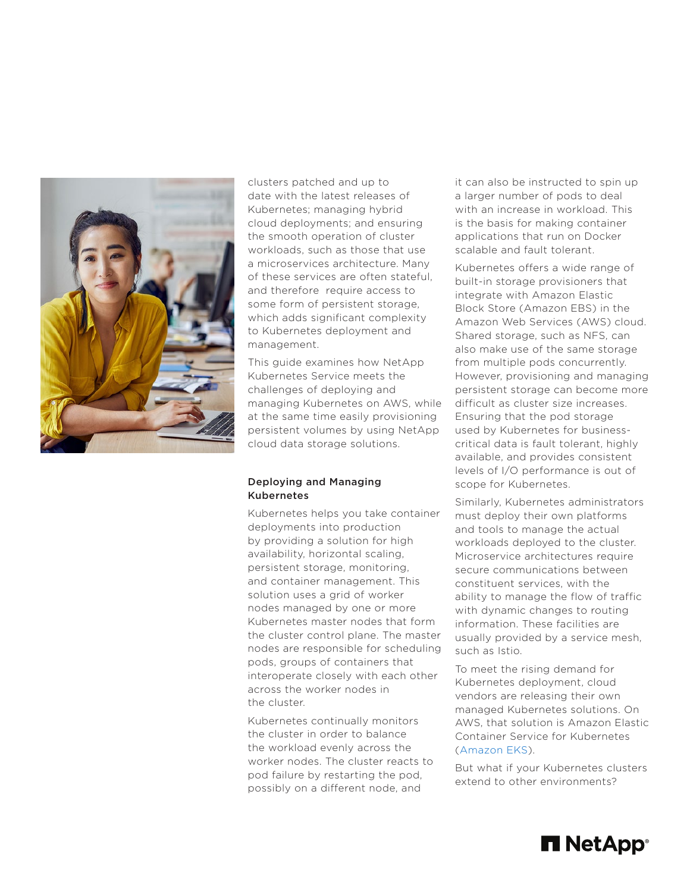clusters patched and up to date with the latest releases of Kubernetes; managing hybrid cloud deployments; and ensuring the smooth operation of cluster workloads, such as those that use a microservices architecture. Many of these services are often stateful, and therefore require access to some form of persistent storage, which adds significant complexity to Kubernetes deployment and management.

This guide examines how NetApp Kubernetes Service meets the challenges of deploying and managing Kubernetes on AWS, while at the same time easily provisioning persistent volumes by using NetApp cloud data storage solutions.

## Deploying and Managing Kubernetes

Kubernetes helps you take container deployments into production by providing a solution for high availability, horizontal scaling, persistent storage, monitoring, and container management. This solution uses a grid of worker nodes managed by one or more Kubernetes master nodes that form the cluster control plane. The master nodes are responsible for scheduling pods, groups of containers that interoperate closely with each other across the worker nodes in the cluster.

Kubernetes continually monitors the cluster in order to balance the workload evenly across the worker nodes. The cluster reacts to pod failure by restarting the pod, possibly on a different node, and it can also be instructed to spin up a larger number of pods to deal with an increase in workload. This is the basis for making container applications that run on Docker scalable and fault tolerant.

Kubernetes offers a wide range of built-in storage provisioners that integrate with Amazon Elastic Block Store (Amazon EBS) in the Amazon Web Services (AWS) cloud. Shared storage, such as NFS, can also make use of the same storage from multiple pods concurrently. However, provisioning and managing persistent storage can become more difficult as cluster size increases. Ensuring that the pod storage used by Kubernetes for business-critical data is fault tolerant, highly available, and provides consistent levels of I/O performance is out of scope for Kubernetes.

Similarly, Kubernetes administrators must deploy their own platforms and tools to manage the actual workloads deployed to the cluster. Microservice architectures require secure communications between constituent services, with the ability to manage the flow of traffic with dynamic changes to routing information. These facilities are usually provided by a service mesh, such as Istio.

To meet the rising demand for Kubernetes deployment, cloud vendors are releasing their own managed Kubernetes solutions. On AWS, that solution is Amazon Elastic Container Service for Kubernetes (Amazon EKS).

But what if your Kubernetes clusters extend to other environments?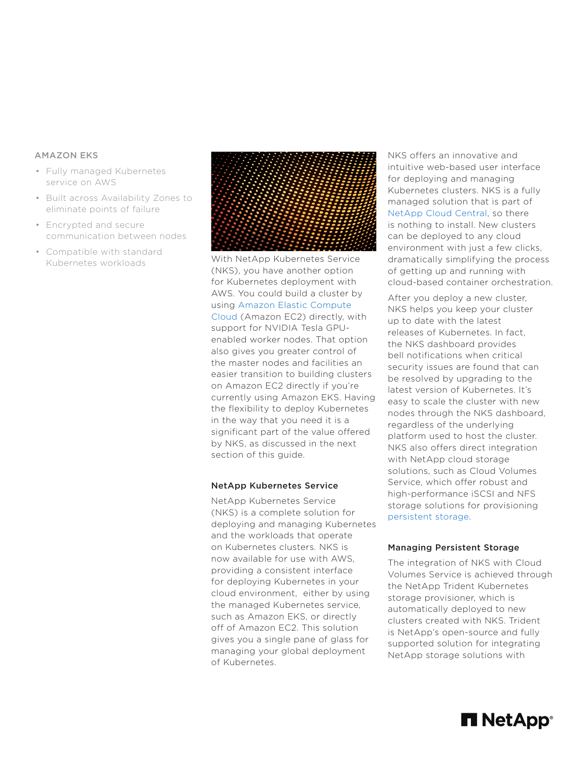### AMAZON EKS

- Fully managed Kubernetes service on AWS
- Built across Availability Zones to eliminate points of failure
- Encrypted and secure communication between nodes
- Compatible with standard Kubernetes workloads

With NetApp Kubernetes Service (NKS), you have another option for Kubernetes deployment with AWS. You could build a cluster by using Amazon Elastic Compute Cloud (Amazon EC2) directly, with support for NVIDIA Tesla GPU-enabled worker nodes. That option also gives you greater control of the master nodes and facilities an easier transition to building clusters on Amazon EC2 directly if you're currently using Amazon EKS. Having the flexibility to deploy Kubernetes in the way that you need it is a significant part of the value offered by NKS, as discussed in the next section of this guide.

## NetApp Kubernetes Service

NetApp Kubernetes Service (NKS) is a complete solution for deploying and managing Kubernetes and the workloads that operate on Kubernetes clusters. NKS is now available for use with AWS, providing a consistent interface for deploying Kubernetes in your cloud environment, either by using the managed Kubernetes service, such as Amazon EKS, or directly off of Amazon EC2. This solution gives you a single pane of glass for managing your global deployment of Kubernetes.

NKS offers an innovative and intuitive web-based user interface for deploying and managing Kubernetes clusters. NKS is a fully managed solution that is part of NetApp Cloud Central, so there is nothing to install. New clusters can be deployed to any cloud environment with just a few clicks, dramatically simplifying the process of getting up and running with cloud-based container orchestration.

After you deploy a new cluster, NKS helps you keep your cluster up to date with the latest releases of Kubernetes. In fact, the NKS dashboard provides bell notifications when critical security issues are found that can be resolved by upgrading to the latest version of Kubernetes. It's easy to scale the cluster with new nodes through the NKS dashboard, regardless of the underlying platform used to host the cluster. NKS also offers direct integration with NetApp cloud storage solutions, such as Cloud Volumes Service, which offer robust and high-performance iSCSI and NFS storage solutions for provisioning persistent storage.

## Managing Persistent Storage

The integration of NKS with Cloud Volumes Service is achieved through the NetApp Trident Kubernetes storage provisioner, which is automatically deployed to new clusters created with NKS. Trident is NetApp's open-source and fully supported solution for integrating NetApp storage solutions with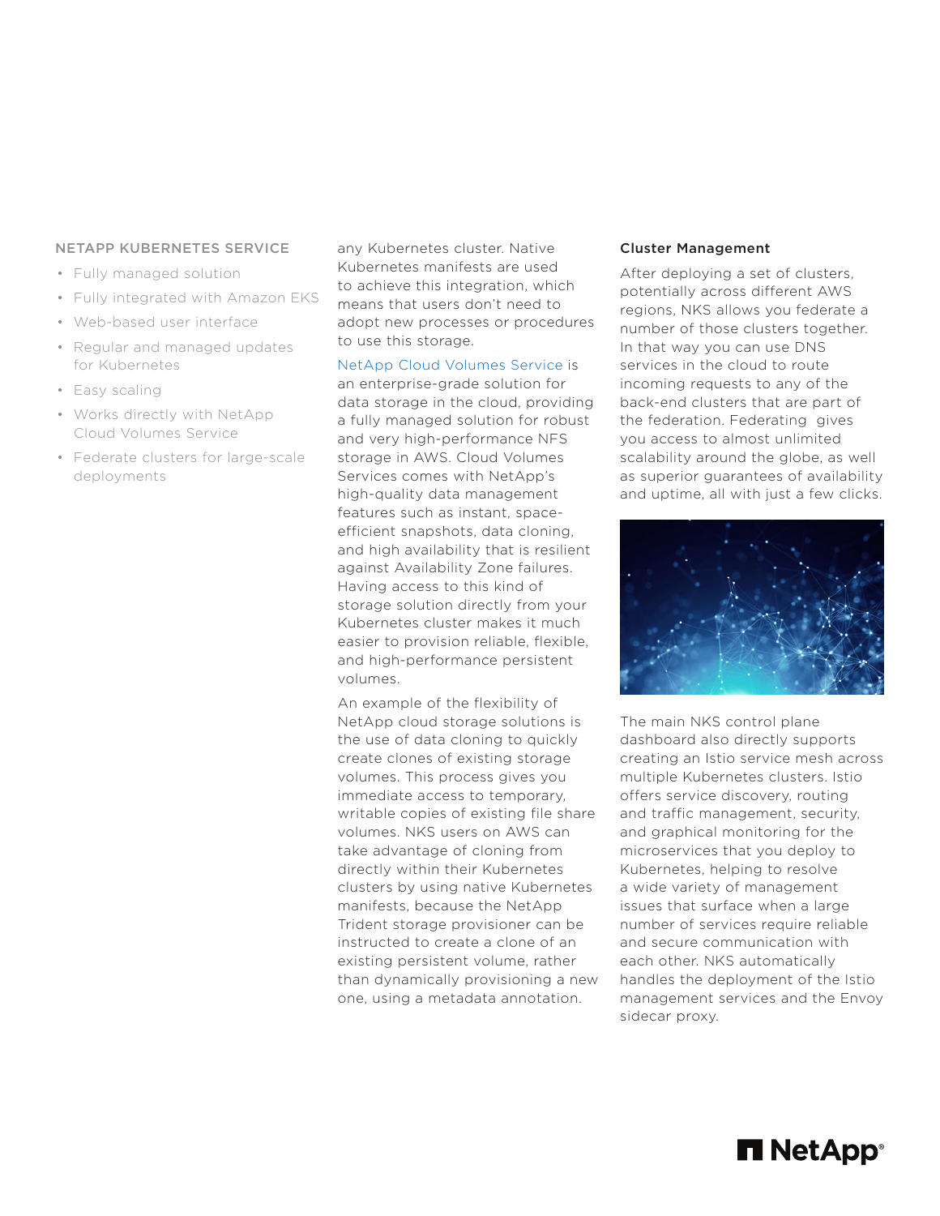NETAPP KUBERNETES SERVICE

- Fully managed solution
- Fully integrated with Amazon EKS
- Web-based user interface
- Regular and managed updates for Kubernetes
- Easy scaling
- Works directly with NetApp Cloud Volumes Service
- Federate clusters for large-scale deployments

any Kubernetes cluster. Native Kubernetes manifests are used to achieve this integration, which means that users don't need to adopt new processes or procedures to use this storage.

NetApp Cloud Volumes Service is an enterprise-grade solution for data storage in the cloud, providing a fully managed solution for robust and very high-performance NFS storage in AWS. Cloud Volumes Services comes with NetApp's high-quality data management features such as instant, space-efficient snapshots, data cloning, and high availability that is resilient against Availability Zone failures. Having access to this kind of storage solution directly from your Kubernetes cluster makes it much easier to provision reliable, flexible, and high-performance persistent volumes.

An example of the flexibility of NetApp cloud storage solutions is the use of data cloning to quickly create clones of existing storage volumes. This process gives you immediate access to temporary, writable copies of existing file share volumes. NKS users on AWS can take advantage of cloning from directly within their Kubernetes clusters by using native Kubernetes manifests, because the NetApp Trident storage provisioner can be instructed to create a clone of an existing persistent volume, rather than dynamically provisioning a new one, using a metadata annotation.

### Cluster Management

After deploying a set of clusters, potentially across different AWS regions, NKS allows you federate a number of those clusters together. In that way you can use DNS services in the cloud to route incoming requests to any of the back-end clusters that are part of the federation. Federating gives you access to almost unlimited scalability around the globe, as well as superior guarantees of availability and uptime, all with just a few clicks.

The main NKS control plane dashboard also directly supports creating an Istio service mesh across multiple Kubernetes clusters. Istio offers service discovery, routing and traffic management, security, and graphical monitoring for the microservices that you deploy to Kubernetes, helping to resolve a wide variety of management issues that surface when a large number of services require reliable and secure communication with each other. NKS automatically handles the deployment of the Istio management services and the Envoy sidecar proxy.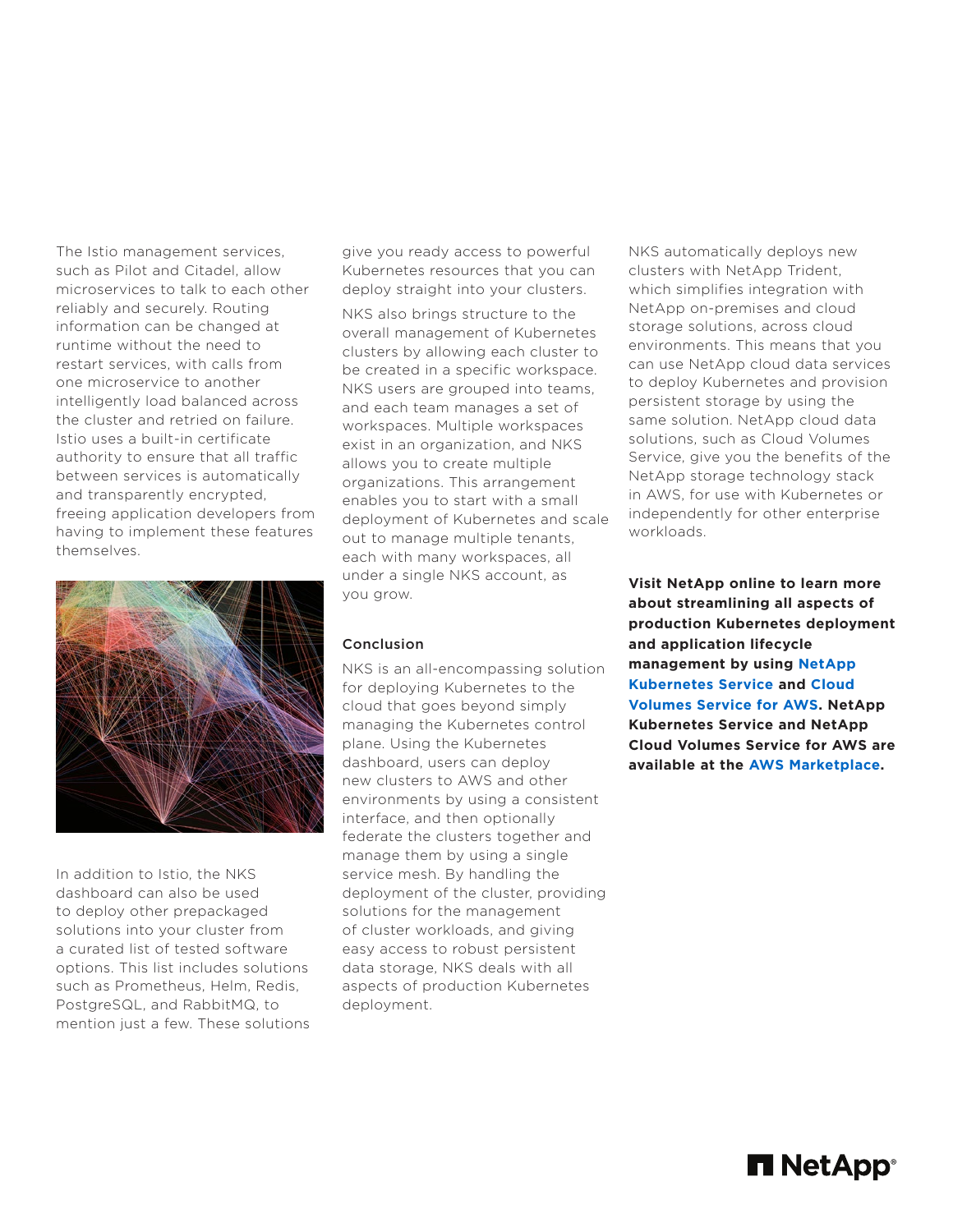The Istio management services, such as Pilot and Citadel, allow microservices to talk to each other reliably and securely. Routing information can be changed at runtime without the need to restart services, with calls from one microservice to another intelligently load balanced across the cluster and retried on failure. Istio uses a built-in certificate authority to ensure that all traffic between services is automatically and transparently encrypted, freeing application developers from having to implement these features themselves.

In addition to Istio, the NKS dashboard can also be used to deploy other prepackaged solutions into your cluster from a curated list of tested software options. This list includes solutions such as Prometheus, Helm, Redis, PostgreSQL, and RabbitMQ, to mention just a few. These solutions give you ready access to powerful Kubernetes resources that you can deploy straight into your clusters.

NKS also brings structure to the overall management of Kubernetes clusters by allowing each cluster to be created in a specific workspace. NKS users are grouped into teams, and each team manages a set of workspaces. Multiple workspaces exist in an organization, and NKS allows you to create multiple organizations. This arrangement enables you to start with a small deployment of Kubernetes and scale out to manage multiple tenants, each with many workspaces, all under a single NKS account, as you grow.

## Conclusion

NKS is an all-encompassing solution for deploying Kubernetes to the cloud that goes beyond simply managing the Kubernetes control plane. Using the Kubernetes dashboard, users can deploy new clusters to AWS and other environments by using a consistent interface, and then optionally federate the clusters together and manage them by using a single service mesh. By handling the deployment of the cluster, providing solutions for the management of cluster workloads, and giving easy access to robust persistent data storage, NKS deals with all aspects of production Kubernetes deployment.

NKS automatically deploys new clusters with NetApp Trident, which simplifies integration with NetApp on-premises and cloud storage solutions, across cloud environments. This means that you can use NetApp cloud data services to deploy Kubernetes and provision persistent storage by using the same solution. NetApp cloud data solutions, such as Cloud Volumes Service, give you the benefits of the NetApp storage technology stack in AWS, for use with Kubernetes or independently for other enterprise workloads.

**Visit NetApp online to learn more about streamlining all aspects of production Kubernetes deployment and application lifecycle management by using NetApp Kubernetes Service and Cloud Volumes Service for AWS. NetApp Kubernetes Service and NetApp Cloud Volumes Service for AWS are available at the AWS Marketplace.**